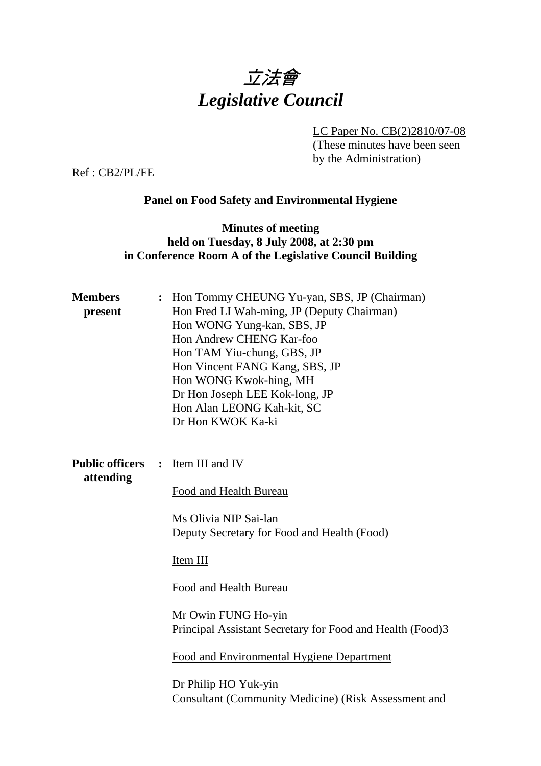# *立法會*
# *Legislative Council*

LC Paper No. CB(2)2810/07-08
(These minutes have been seen by the Administration)

Ref : CB2/PL/FE

**Panel on Food Safety and Environmental Hygiene**

**Minutes of meeting**
**held on Tuesday, 8 July 2008, at 2:30 pm**
**in Conference Room A of the Legislative Council Building**

**Members present** :
Hon Tommy CHEUNG Yu-yan, SBS, JP (Chairman)
Hon Fred LI Wah-ming, JP (Deputy Chairman)
Hon WONG Yung-kan, SBS, JP
Hon Andrew CHENG Kar-foo
Hon TAM Yiu-chung, GBS, JP
Hon Vincent FANG Kang, SBS, JP
Hon WONG Kwok-hing, MH
Dr Hon Joseph LEE Kok-long, JP
Hon Alan LEONG Kah-kit, SC
Dr Hon KWOK Ka-ki

**Public officers attending** :
Item III and IV

Food and Health Bureau

Ms Olivia NIP Sai-lan
Deputy Secretary for Food and Health (Food)

Item III

Food and Health Bureau

Mr Owin FUNG Ho-yin
Principal Assistant Secretary for Food and Health (Food)3

Food and Environmental Hygiene Department

Dr Philip HO Yuk-yin
Consultant (Community Medicine) (Risk Assessment and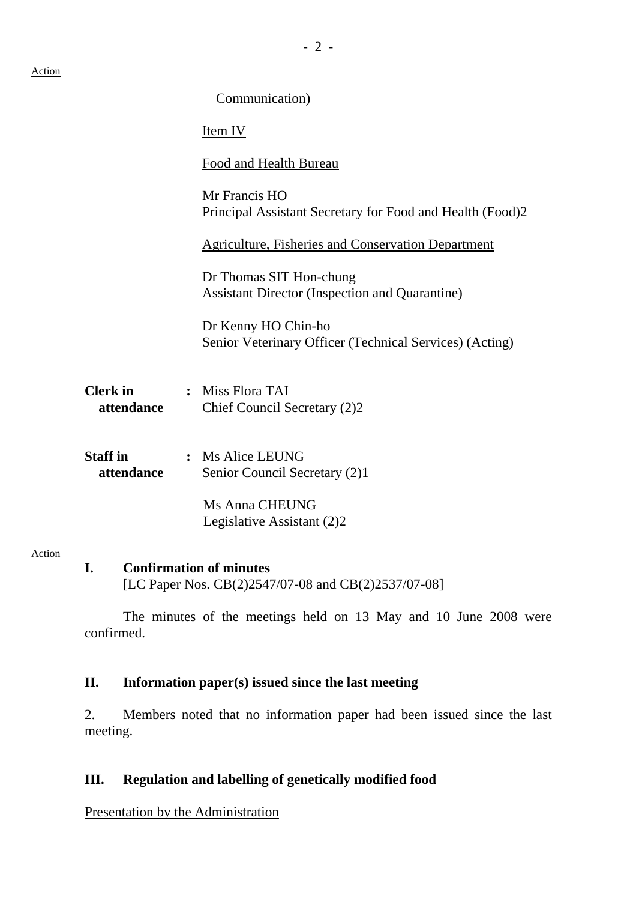Action

Communication)

Item IV

Food and Health Bureau

Mr Francis HO
Principal Assistant Secretary for Food and Health (Food)2

Agriculture, Fisheries and Conservation Department

Dr Thomas SIT Hon-chung
Assistant Director (Inspection and Quarantine)

Dr Kenny HO Chin-ho
Senior Veterinary Officer (Technical Services) (Acting)

**Clerk in attendance** : Miss Flora TAI
Chief Council Secretary (2)2

**Staff in attendance** : Ms Alice LEUNG
Senior Council Secretary (2)1

Ms Anna CHEUNG
Legislative Assistant (2)2

---

Action

## I. Confirmation of minutes

[LC Paper Nos. CB(2)2547/07-08 and CB(2)2537/07-08]

The minutes of the meetings held on 13 May and 10 June 2008 were confirmed.

## II. Information paper(s) issued since the last meeting

2. Members noted that no information paper had been issued since the last meeting.

## III. Regulation and labelling of genetically modified food

Presentation by the Administration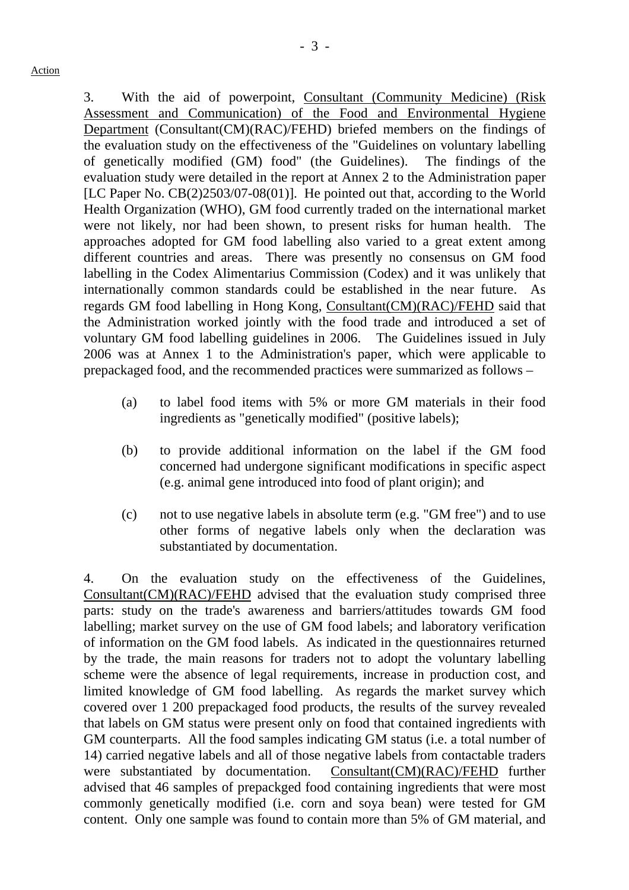Action

3. With the aid of powerpoint, Consultant (Community Medicine) (Risk Assessment and Communication) of the Food and Environmental Hygiene Department (Consultant(CM)(RAC)/FEHD) briefed members on the findings of the evaluation study on the effectiveness of the "Guidelines on voluntary labelling of genetically modified (GM) food" (the Guidelines). The findings of the evaluation study were detailed in the report at Annex 2 to the Administration paper [LC Paper No. CB(2)2503/07-08(01)]. He pointed out that, according to the World Health Organization (WHO), GM food currently traded on the international market were not likely, nor had been shown, to present risks for human health. The approaches adopted for GM food labelling also varied to a great extent among different countries and areas. There was presently no consensus on GM food labelling in the Codex Alimentarius Commission (Codex) and it was unlikely that internationally common standards could be established in the near future. As regards GM food labelling in Hong Kong, Consultant(CM)(RAC)/FEHD said that the Administration worked jointly with the food trade and introduced a set of voluntary GM food labelling guidelines in 2006. The Guidelines issued in July 2006 was at Annex 1 to the Administration's paper, which were applicable to prepackaged food, and the recommended practices were summarized as follows –

(a) to label food items with 5% or more GM materials in their food ingredients as "genetically modified" (positive labels);

(b) to provide additional information on the label if the GM food concerned had undergone significant modifications in specific aspect (e.g. animal gene introduced into food of plant origin); and

(c) not to use negative labels in absolute term (e.g. "GM free") and to use other forms of negative labels only when the declaration was substantiated by documentation.

4. On the evaluation study on the effectiveness of the Guidelines, Consultant(CM)(RAC)/FEHD advised that the evaluation study comprised three parts: study on the trade's awareness and barriers/attitudes towards GM food labelling; market survey on the use of GM food labels; and laboratory verification of information on the GM food labels. As indicated in the questionnaires returned by the trade, the main reasons for traders not to adopt the voluntary labelling scheme were the absence of legal requirements, increase in production cost, and limited knowledge of GM food labelling. As regards the market survey which covered over 1 200 prepackaged food products, the results of the survey revealed that labels on GM status were present only on food that contained ingredients with GM counterparts. All the food samples indicating GM status (i.e. a total number of 14) carried negative labels and all of those negative labels from contactable traders were substantiated by documentation. Consultant(CM)(RAC)/FEHD further advised that 46 samples of prepackged food containing ingredients that were most commonly genetically modified (i.e. corn and soya bean) were tested for GM content. Only one sample was found to contain more than 5% of GM material, and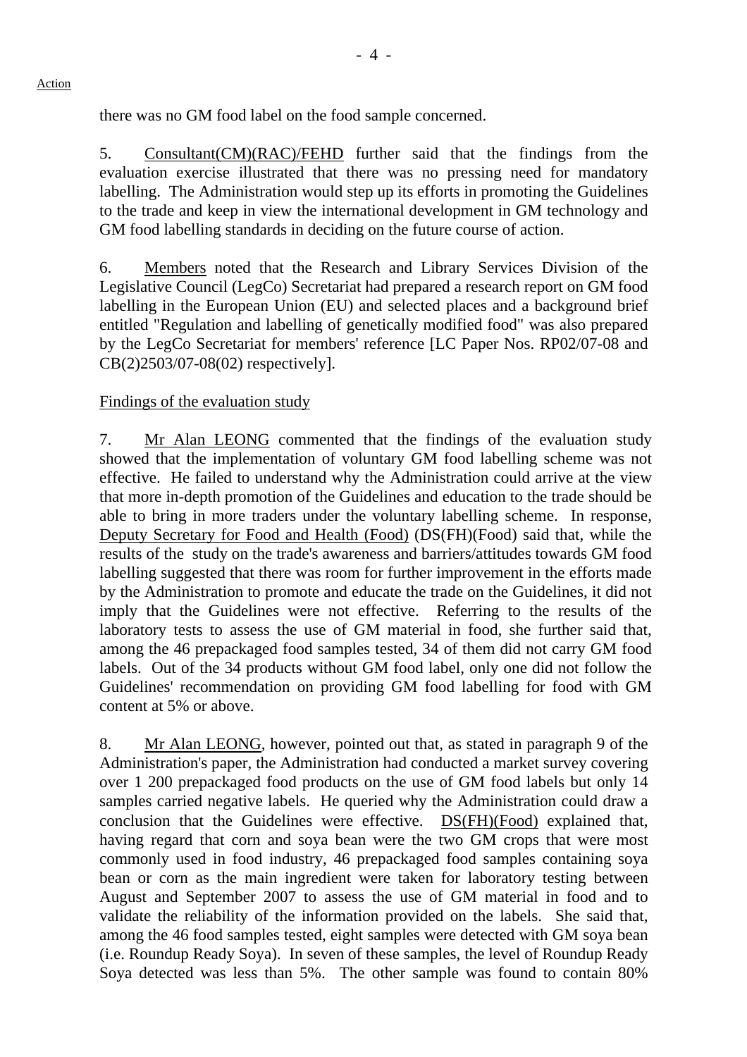Action

there was no GM food label on the food sample concerned.

5. Consultant(CM)(RAC)/FEHD further said that the findings from the evaluation exercise illustrated that there was no pressing need for mandatory labelling. The Administration would step up its efforts in promoting the Guidelines to the trade and keep in view the international development in GM technology and GM food labelling standards in deciding on the future course of action.

6. Members noted that the Research and Library Services Division of the Legislative Council (LegCo) Secretariat had prepared a research report on GM food labelling in the European Union (EU) and selected places and a background brief entitled "Regulation and labelling of genetically modified food" was also prepared by the LegCo Secretariat for members' reference [LC Paper Nos. RP02/07-08 and CB(2)2503/07-08(02) respectively].

Findings of the evaluation study

7. Mr Alan LEONG commented that the findings of the evaluation study showed that the implementation of voluntary GM food labelling scheme was not effective. He failed to understand why the Administration could arrive at the view that more in-depth promotion of the Guidelines and education to the trade should be able to bring in more traders under the voluntary labelling scheme. In response, Deputy Secretary for Food and Health (Food) (DS(FH)(Food) said that, while the results of the study on the trade's awareness and barriers/attitudes towards GM food labelling suggested that there was room for further improvement in the efforts made by the Administration to promote and educate the trade on the Guidelines, it did not imply that the Guidelines were not effective. Referring to the results of the laboratory tests to assess the use of GM material in food, she further said that, among the 46 prepackaged food samples tested, 34 of them did not carry GM food labels. Out of the 34 products without GM food label, only one did not follow the Guidelines' recommendation on providing GM food labelling for food with GM content at 5% or above.

8. Mr Alan LEONG, however, pointed out that, as stated in paragraph 9 of the Administration's paper, the Administration had conducted a market survey covering over 1 200 prepackaged food products on the use of GM food labels but only 14 samples carried negative labels. He queried why the Administration could draw a conclusion that the Guidelines were effective. DS(FH)(Food) explained that, having regard that corn and soya bean were the two GM crops that were most commonly used in food industry, 46 prepackaged food samples containing soya bean or corn as the main ingredient were taken for laboratory testing between August and September 2007 to assess the use of GM material in food and to validate the reliability of the information provided on the labels. She said that, among the 46 food samples tested, eight samples were detected with GM soya bean (i.e. Roundup Ready Soya). In seven of these samples, the level of Roundup Ready Soya detected was less than 5%. The other sample was found to contain 80%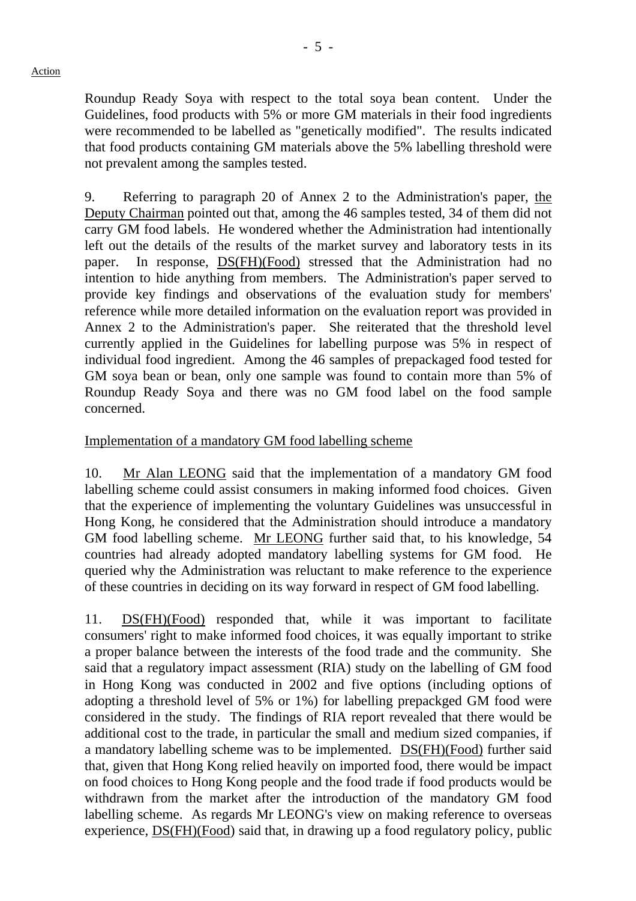Roundup Ready Soya with respect to the total soya bean content. Under the Guidelines, food products with 5% or more GM materials in their food ingredients were recommended to be labelled as "genetically modified". The results indicated that food products containing GM materials above the 5% labelling threshold were not prevalent among the samples tested.

9. Referring to paragraph 20 of Annex 2 to the Administration's paper, the Deputy Chairman pointed out that, among the 46 samples tested, 34 of them did not carry GM food labels. He wondered whether the Administration had intentionally left out the details of the results of the market survey and laboratory tests in its paper. In response, DS(FH)(Food) stressed that the Administration had no intention to hide anything from members. The Administration's paper served to provide key findings and observations of the evaluation study for members' reference while more detailed information on the evaluation report was provided in Annex 2 to the Administration's paper. She reiterated that the threshold level currently applied in the Guidelines for labelling purpose was 5% in respect of individual food ingredient. Among the 46 samples of prepackaged food tested for GM soya bean or bean, only one sample was found to contain more than 5% of Roundup Ready Soya and there was no GM food label on the food sample concerned.

Implementation of a mandatory GM food labelling scheme

10. Mr Alan LEONG said that the implementation of a mandatory GM food labelling scheme could assist consumers in making informed food choices. Given that the experience of implementing the voluntary Guidelines was unsuccessful in Hong Kong, he considered that the Administration should introduce a mandatory GM food labelling scheme. Mr LEONG further said that, to his knowledge, 54 countries had already adopted mandatory labelling systems for GM food. He queried why the Administration was reluctant to make reference to the experience of these countries in deciding on its way forward in respect of GM food labelling.

11. DS(FH)(Food) responded that, while it was important to facilitate consumers' right to make informed food choices, it was equally important to strike a proper balance between the interests of the food trade and the community. She said that a regulatory impact assessment (RIA) study on the labelling of GM food in Hong Kong was conducted in 2002 and five options (including options of adopting a threshold level of 5% or 1%) for labelling prepackged GM food were considered in the study. The findings of RIA report revealed that there would be additional cost to the trade, in particular the small and medium sized companies, if a mandatory labelling scheme was to be implemented. DS(FH)(Food) further said that, given that Hong Kong relied heavily on imported food, there would be impact on food choices to Hong Kong people and the food trade if food products would be withdrawn from the market after the introduction of the mandatory GM food labelling scheme. As regards Mr LEONG's view on making reference to overseas experience, DS(FH)(Food) said that, in drawing up a food regulatory policy, public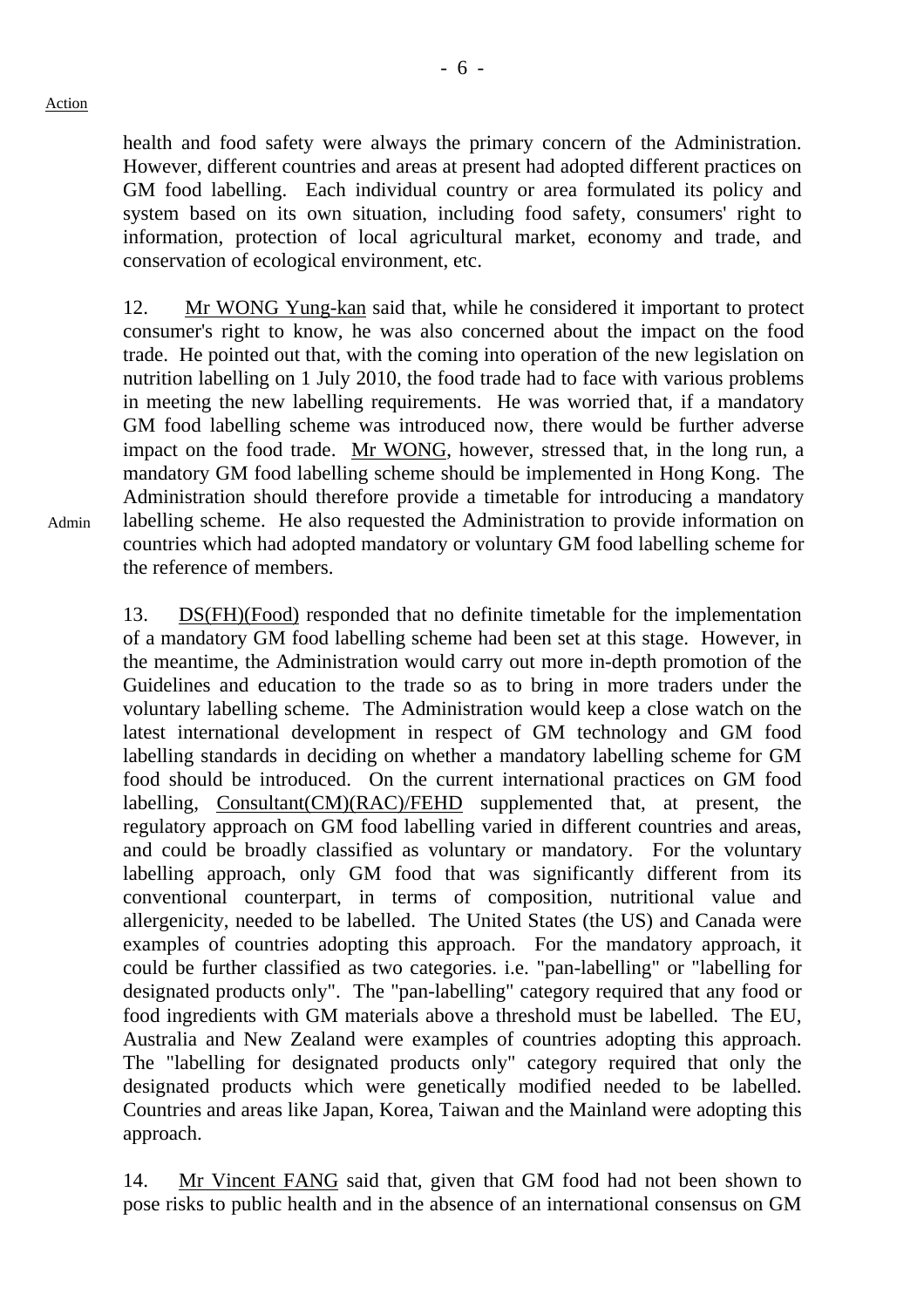health and food safety were always the primary concern of the Administration. However, different countries and areas at present had adopted different practices on GM food labelling. Each individual country or area formulated its policy and system based on its own situation, including food safety, consumers' right to information, protection of local agricultural market, economy and trade, and conservation of ecological environment, etc.

12. Mr WONG Yung-kan said that, while he considered it important to protect consumer's right to know, he was also concerned about the impact on the food trade. He pointed out that, with the coming into operation of the new legislation on nutrition labelling on 1 July 2010, the food trade had to face with various problems in meeting the new labelling requirements. He was worried that, if a mandatory GM food labelling scheme was introduced now, there would be further adverse impact on the food trade. Mr WONG, however, stressed that, in the long run, a mandatory GM food labelling scheme should be implemented in Hong Kong. The Administration should therefore provide a timetable for introducing a mandatory labelling scheme. He also requested the Administration to provide information on countries which had adopted mandatory or voluntary GM food labelling scheme for the reference of members.

Admin

13. DS(FH)(Food) responded that no definite timetable for the implementation of a mandatory GM food labelling scheme had been set at this stage. However, in the meantime, the Administration would carry out more in-depth promotion of the Guidelines and education to the trade so as to bring in more traders under the voluntary labelling scheme. The Administration would keep a close watch on the latest international development in respect of GM technology and GM food labelling standards in deciding on whether a mandatory labelling scheme for GM food should be introduced. On the current international practices on GM food labelling, Consultant(CM)(RAC)/FEHD supplemented that, at present, the regulatory approach on GM food labelling varied in different countries and areas, and could be broadly classified as voluntary or mandatory. For the voluntary labelling approach, only GM food that was significantly different from its conventional counterpart, in terms of composition, nutritional value and allergenicity, needed to be labelled. The United States (the US) and Canada were examples of countries adopting this approach. For the mandatory approach, it could be further classified as two categories. i.e. "pan-labelling" or "labelling for designated products only". The "pan-labelling" category required that any food or food ingredients with GM materials above a threshold must be labelled. The EU, Australia and New Zealand were examples of countries adopting this approach. The "labelling for designated products only" category required that only the designated products which were genetically modified needed to be labelled. Countries and areas like Japan, Korea, Taiwan and the Mainland were adopting this approach.

14. Mr Vincent FANG said that, given that GM food had not been shown to pose risks to public health and in the absence of an international consensus on GM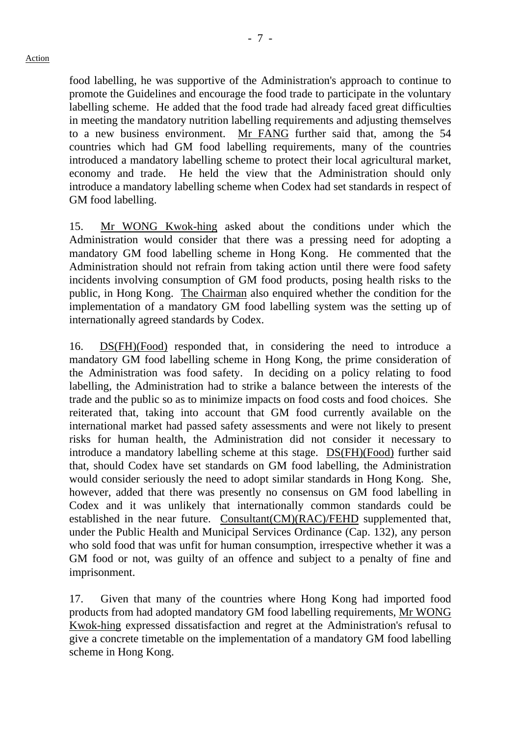food labelling, he was supportive of the Administration's approach to continue to promote the Guidelines and encourage the food trade to participate in the voluntary labelling scheme. He added that the food trade had already faced great difficulties in meeting the mandatory nutrition labelling requirements and adjusting themselves to a new business environment. Mr FANG further said that, among the 54 countries which had GM food labelling requirements, many of the countries introduced a mandatory labelling scheme to protect their local agricultural market, economy and trade. He held the view that the Administration should only introduce a mandatory labelling scheme when Codex had set standards in respect of GM food labelling.

15. Mr WONG Kwok-hing asked about the conditions under which the Administration would consider that there was a pressing need for adopting a mandatory GM food labelling scheme in Hong Kong. He commented that the Administration should not refrain from taking action until there were food safety incidents involving consumption of GM food products, posing health risks to the public, in Hong Kong. The Chairman also enquired whether the condition for the implementation of a mandatory GM food labelling system was the setting up of internationally agreed standards by Codex.

16. DS(FH)(Food) responded that, in considering the need to introduce a mandatory GM food labelling scheme in Hong Kong, the prime consideration of the Administration was food safety. In deciding on a policy relating to food labelling, the Administration had to strike a balance between the interests of the trade and the public so as to minimize impacts on food costs and food choices. She reiterated that, taking into account that GM food currently available on the international market had passed safety assessments and were not likely to present risks for human health, the Administration did not consider it necessary to introduce a mandatory labelling scheme at this stage. DS(FH)(Food) further said that, should Codex have set standards on GM food labelling, the Administration would consider seriously the need to adopt similar standards in Hong Kong. She, however, added that there was presently no consensus on GM food labelling in Codex and it was unlikely that internationally common standards could be established in the near future. Consultant(CM)(RAC)/FEHD supplemented that, under the Public Health and Municipal Services Ordinance (Cap. 132), any person who sold food that was unfit for human consumption, irrespective whether it was a GM food or not, was guilty of an offence and subject to a penalty of fine and imprisonment.

17. Given that many of the countries where Hong Kong had imported food products from had adopted mandatory GM food labelling requirements, Mr WONG Kwok-hing expressed dissatisfaction and regret at the Administration's refusal to give a concrete timetable on the implementation of a mandatory GM food labelling scheme in Hong Kong.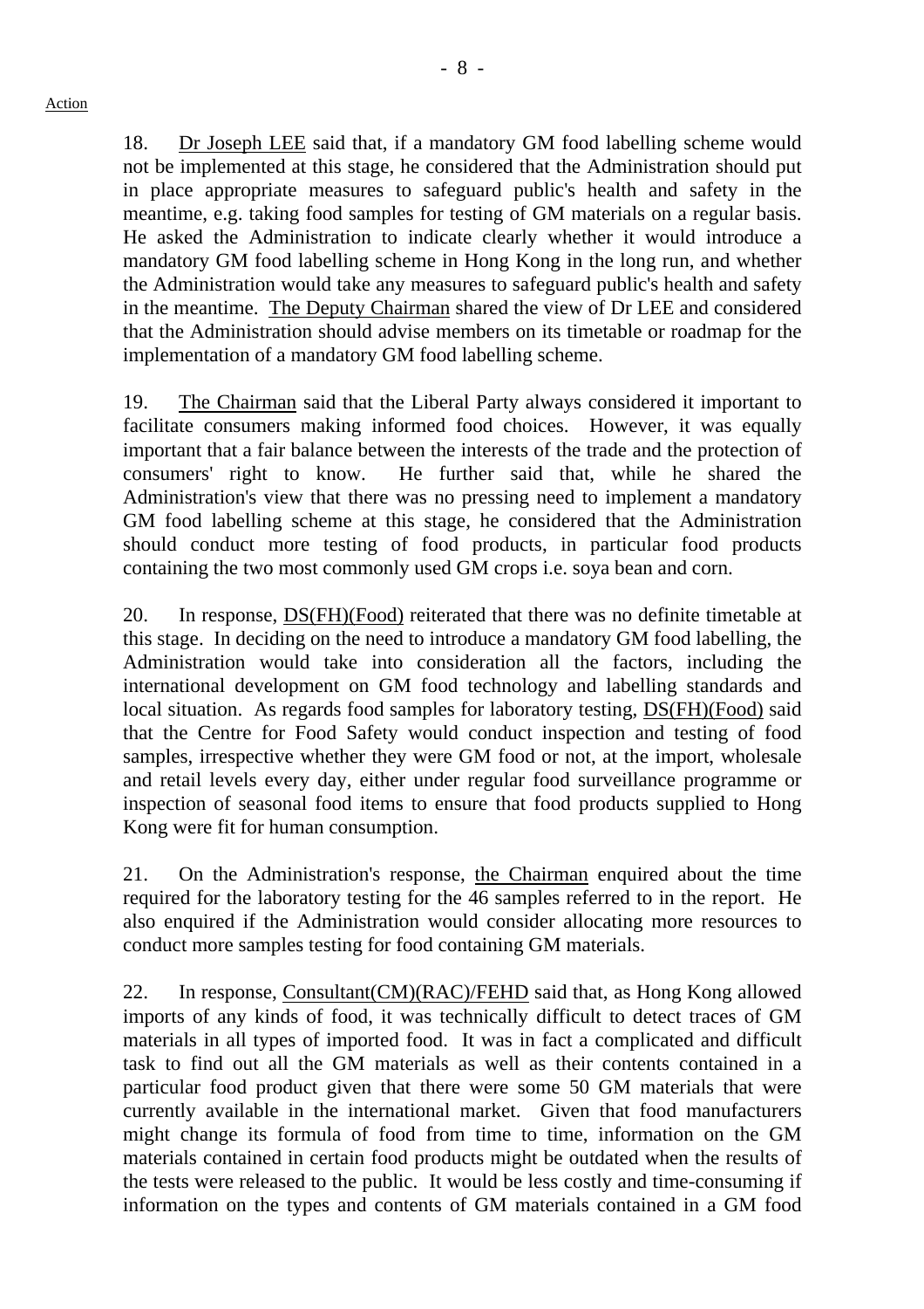Action

18. Dr Joseph LEE said that, if a mandatory GM food labelling scheme would not be implemented at this stage, he considered that the Administration should put in place appropriate measures to safeguard public's health and safety in the meantime, e.g. taking food samples for testing of GM materials on a regular basis. He asked the Administration to indicate clearly whether it would introduce a mandatory GM food labelling scheme in Hong Kong in the long run, and whether the Administration would take any measures to safeguard public's health and safety in the meantime. The Deputy Chairman shared the view of Dr LEE and considered that the Administration should advise members on its timetable or roadmap for the implementation of a mandatory GM food labelling scheme.

19. The Chairman said that the Liberal Party always considered it important to facilitate consumers making informed food choices. However, it was equally important that a fair balance between the interests of the trade and the protection of consumers' right to know. He further said that, while he shared the Administration's view that there was no pressing need to implement a mandatory GM food labelling scheme at this stage, he considered that the Administration should conduct more testing of food products, in particular food products containing the two most commonly used GM crops i.e. soya bean and corn.

20. In response, DS(FH)(Food) reiterated that there was no definite timetable at this stage. In deciding on the need to introduce a mandatory GM food labelling, the Administration would take into consideration all the factors, including the international development on GM food technology and labelling standards and local situation. As regards food samples for laboratory testing, DS(FH)(Food) said that the Centre for Food Safety would conduct inspection and testing of food samples, irrespective whether they were GM food or not, at the import, wholesale and retail levels every day, either under regular food surveillance programme or inspection of seasonal food items to ensure that food products supplied to Hong Kong were fit for human consumption.

21. On the Administration's response, the Chairman enquired about the time required for the laboratory testing for the 46 samples referred to in the report. He also enquired if the Administration would consider allocating more resources to conduct more samples testing for food containing GM materials.

22. In response, Consultant(CM)(RAC)/FEHD said that, as Hong Kong allowed imports of any kinds of food, it was technically difficult to detect traces of GM materials in all types of imported food. It was in fact a complicated and difficult task to find out all the GM materials as well as their contents contained in a particular food product given that there were some 50 GM materials that were currently available in the international market. Given that food manufacturers might change its formula of food from time to time, information on the GM materials contained in certain food products might be outdated when the results of the tests were released to the public. It would be less costly and time-consuming if information on the types and contents of GM materials contained in a GM food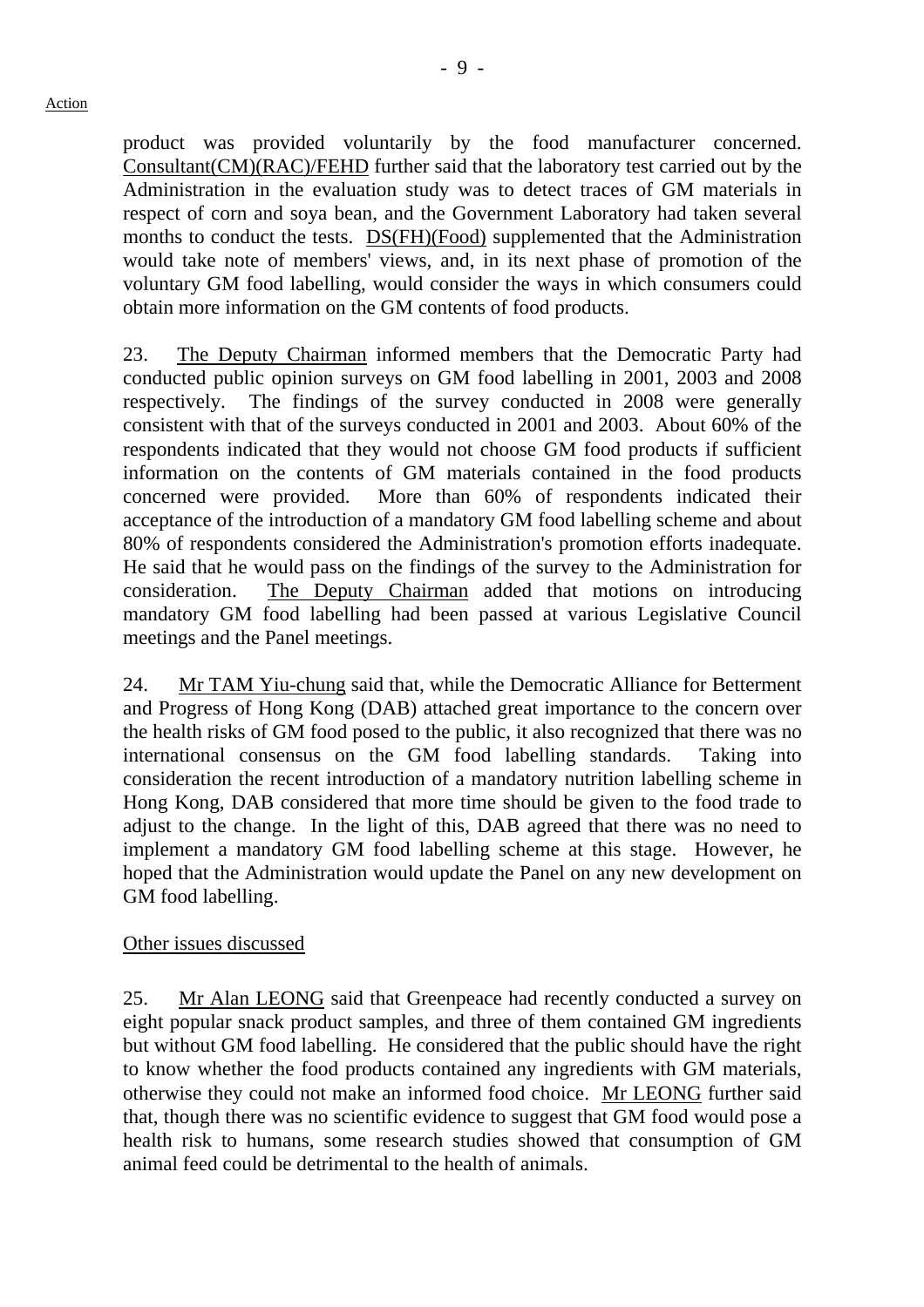product was provided voluntarily by the food manufacturer concerned. Consultant(CM)(RAC)/FEHD further said that the laboratory test carried out by the Administration in the evaluation study was to detect traces of GM materials in respect of corn and soya bean, and the Government Laboratory had taken several months to conduct the tests. DS(FH)(Food) supplemented that the Administration would take note of members' views, and, in its next phase of promotion of the voluntary GM food labelling, would consider the ways in which consumers could obtain more information on the GM contents of food products.

23. The Deputy Chairman informed members that the Democratic Party had conducted public opinion surveys on GM food labelling in 2001, 2003 and 2008 respectively. The findings of the survey conducted in 2008 were generally consistent with that of the surveys conducted in 2001 and 2003. About 60% of the respondents indicated that they would not choose GM food products if sufficient information on the contents of GM materials contained in the food products concerned were provided. More than 60% of respondents indicated their acceptance of the introduction of a mandatory GM food labelling scheme and about 80% of respondents considered the Administration's promotion efforts inadequate. He said that he would pass on the findings of the survey to the Administration for consideration. The Deputy Chairman added that motions on introducing mandatory GM food labelling had been passed at various Legislative Council meetings and the Panel meetings.

24. Mr TAM Yiu-chung said that, while the Democratic Alliance for Betterment and Progress of Hong Kong (DAB) attached great importance to the concern over the health risks of GM food posed to the public, it also recognized that there was no international consensus on the GM food labelling standards. Taking into consideration the recent introduction of a mandatory nutrition labelling scheme in Hong Kong, DAB considered that more time should be given to the food trade to adjust to the change. In the light of this, DAB agreed that there was no need to implement a mandatory GM food labelling scheme at this stage. However, he hoped that the Administration would update the Panel on any new development on GM food labelling.

Other issues discussed

25. Mr Alan LEONG said that Greenpeace had recently conducted a survey on eight popular snack product samples, and three of them contained GM ingredients but without GM food labelling. He considered that the public should have the right to know whether the food products contained any ingredients with GM materials, otherwise they could not make an informed food choice. Mr LEONG further said that, though there was no scientific evidence to suggest that GM food would pose a health risk to humans, some research studies showed that consumption of GM animal feed could be detrimental to the health of animals.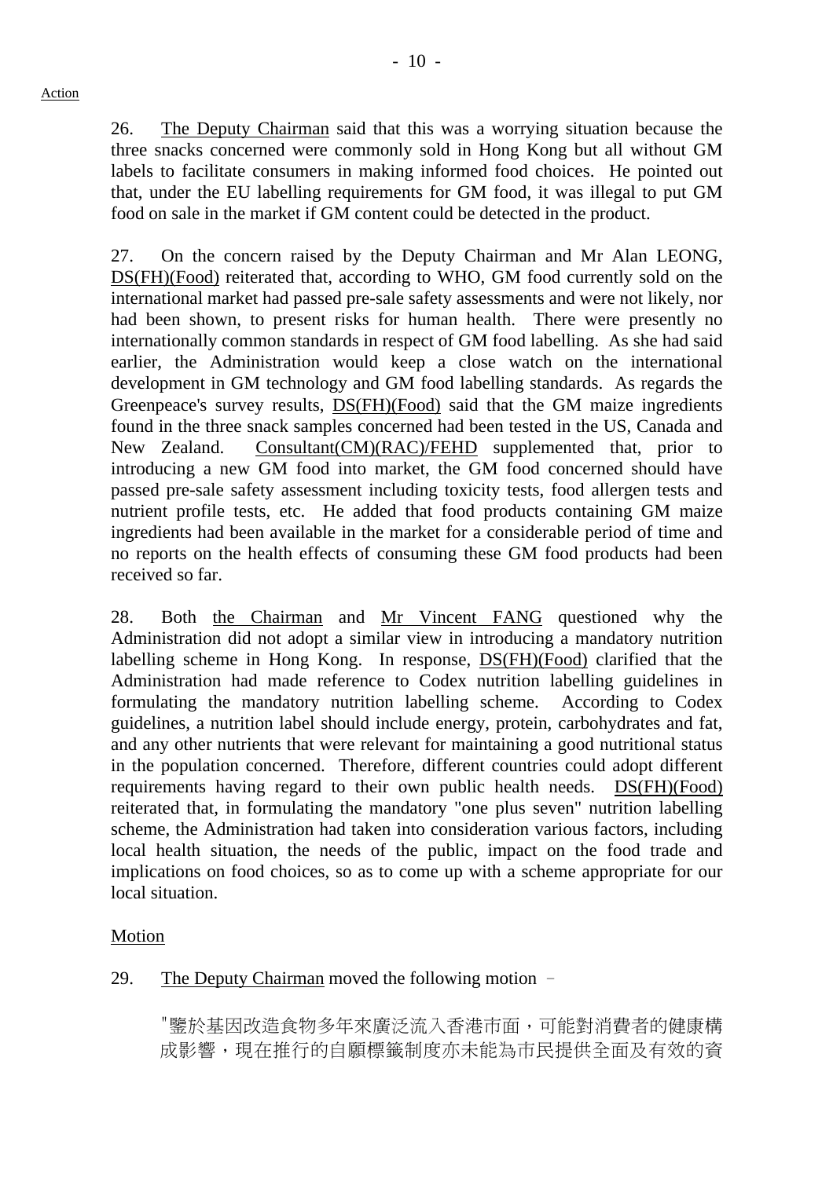Action

26. The Deputy Chairman said that this was a worrying situation because the three snacks concerned were commonly sold in Hong Kong but all without GM labels to facilitate consumers in making informed food choices. He pointed out that, under the EU labelling requirements for GM food, it was illegal to put GM food on sale in the market if GM content could be detected in the product.

27. On the concern raised by the Deputy Chairman and Mr Alan LEONG, DS(FH)(Food) reiterated that, according to WHO, GM food currently sold on the international market had passed pre-sale safety assessments and were not likely, nor had been shown, to present risks for human health. There were presently no internationally common standards in respect of GM food labelling. As she had said earlier, the Administration would keep a close watch on the international development in GM technology and GM food labelling standards. As regards the Greenpeace's survey results, DS(FH)(Food) said that the GM maize ingredients found in the three snack samples concerned had been tested in the US, Canada and New Zealand. Consultant(CM)(RAC)/FEHD supplemented that, prior to introducing a new GM food into market, the GM food concerned should have passed pre-sale safety assessment including toxicity tests, food allergen tests and nutrient profile tests, etc. He added that food products containing GM maize ingredients had been available in the market for a considerable period of time and no reports on the health effects of consuming these GM food products had been received so far.

28. Both the Chairman and Mr Vincent FANG questioned why the Administration did not adopt a similar view in introducing a mandatory nutrition labelling scheme in Hong Kong. In response, DS(FH)(Food) clarified that the Administration had made reference to Codex nutrition labelling guidelines in formulating the mandatory nutrition labelling scheme. According to Codex guidelines, a nutrition label should include energy, protein, carbohydrates and fat, and any other nutrients that were relevant for maintaining a good nutritional status in the population concerned. Therefore, different countries could adopt different requirements having regard to their own public health needs. DS(FH)(Food) reiterated that, in formulating the mandatory "one plus seven" nutrition labelling scheme, the Administration had taken into consideration various factors, including local health situation, the needs of the public, impact on the food trade and implications on food choices, so as to come up with a scheme appropriate for our local situation.

Motion

29. The Deputy Chairman moved the following motion –

> "鑒於基因改造食物多年來廣泛流入香港市面，可能對消費者的健康構成影響，現在推行的自願標籤制度亦未能為市民提供全面及有效的資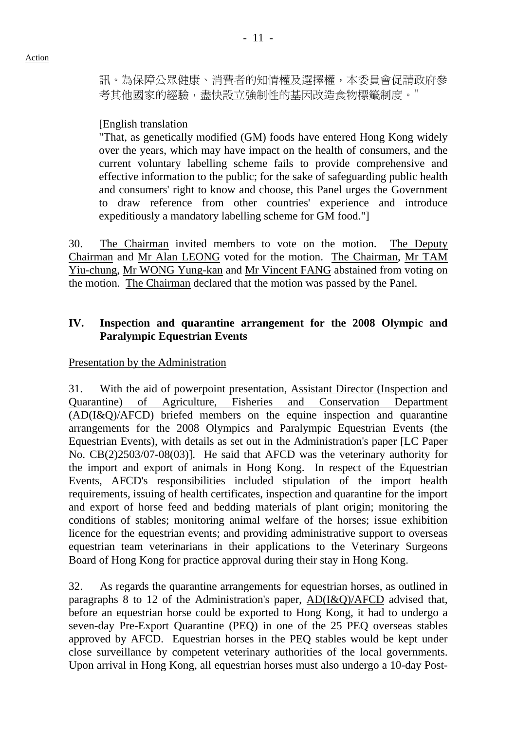Action

訊。為保障公眾健康、消費者的知情權及選擇權，本委員會促請政府參考其他國家的經驗，盡快設立強制性的基因改造食物標籤制度。"

[English translation

"That, as genetically modified (GM) foods have entered Hong Kong widely over the years, which may have impact on the health of consumers, and the current voluntary labelling scheme fails to provide comprehensive and effective information to the public; for the sake of safeguarding public health and consumers' right to know and choose, this Panel urges the Government to draw reference from other countries' experience and introduce expeditiously a mandatory labelling scheme for GM food."]

30. The Chairman invited members to vote on the motion. The Deputy Chairman and Mr Alan LEONG voted for the motion. The Chairman, Mr TAM Yiu-chung, Mr WONG Yung-kan and Mr Vincent FANG abstained from voting on the motion. The Chairman declared that the motion was passed by the Panel.

## IV. Inspection and quarantine arrangement for the 2008 Olympic and Paralympic Equestrian Events

Presentation by the Administration

31. With the aid of powerpoint presentation, Assistant Director (Inspection and Quarantine) of Agriculture, Fisheries and Conservation Department (AD(I&Q)/AFCD) briefed members on the equine inspection and quarantine arrangements for the 2008 Olympics and Paralympic Equestrian Events (the Equestrian Events), with details as set out in the Administration's paper [LC Paper No. CB(2)2503/07-08(03)]. He said that AFCD was the veterinary authority for the import and export of animals in Hong Kong. In respect of the Equestrian Events, AFCD's responsibilities included stipulation of the import health requirements, issuing of health certificates, inspection and quarantine for the import and export of horse feed and bedding materials of plant origin; monitoring the conditions of stables; monitoring animal welfare of the horses; issue exhibition licence for the equestrian events; and providing administrative support to overseas equestrian team veterinarians in their applications to the Veterinary Surgeons Board of Hong Kong for practice approval during their stay in Hong Kong.

32. As regards the quarantine arrangements for equestrian horses, as outlined in paragraphs 8 to 12 of the Administration's paper, AD(I&Q)/AFCD advised that, before an equestrian horse could be exported to Hong Kong, it had to undergo a seven-day Pre-Export Quarantine (PEQ) in one of the 25 PEQ overseas stables approved by AFCD. Equestrian horses in the PEQ stables would be kept under close surveillance by competent veterinary authorities of the local governments. Upon arrival in Hong Kong, all equestrian horses must also undergo a 10-day Post-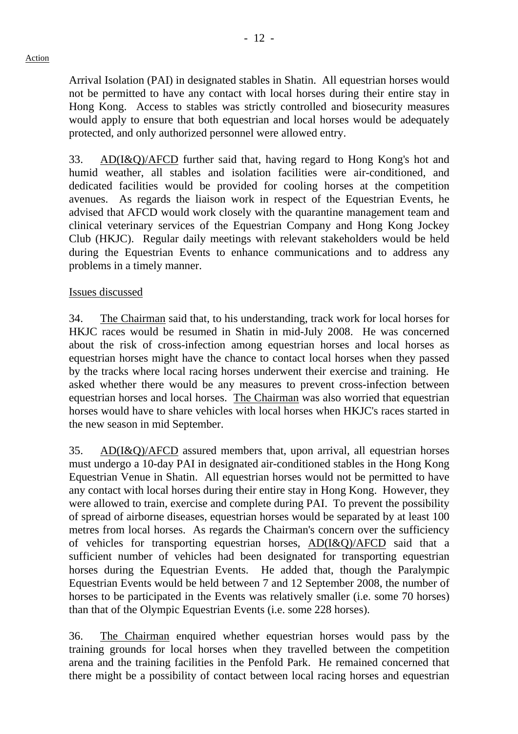Arrival Isolation (PAI) in designated stables in Shatin. All equestrian horses would not be permitted to have any contact with local horses during their entire stay in Hong Kong. Access to stables was strictly controlled and biosecurity measures would apply to ensure that both equestrian and local horses would be adequately protected, and only authorized personnel were allowed entry.

33. AD(I&Q)/AFCD further said that, having regard to Hong Kong's hot and humid weather, all stables and isolation facilities were air-conditioned, and dedicated facilities would be provided for cooling horses at the competition avenues. As regards the liaison work in respect of the Equestrian Events, he advised that AFCD would work closely with the quarantine management team and clinical veterinary services of the Equestrian Company and Hong Kong Jockey Club (HKJC). Regular daily meetings with relevant stakeholders would be held during the Equestrian Events to enhance communications and to address any problems in a timely manner.

Issues discussed

34. The Chairman said that, to his understanding, track work for local horses for HKJC races would be resumed in Shatin in mid-July 2008. He was concerned about the risk of cross-infection among equestrian horses and local horses as equestrian horses might have the chance to contact local horses when they passed by the tracks where local racing horses underwent their exercise and training. He asked whether there would be any measures to prevent cross-infection between equestrian horses and local horses. The Chairman was also worried that equestrian horses would have to share vehicles with local horses when HKJC's races started in the new season in mid September.

35. AD(I&Q)/AFCD assured members that, upon arrival, all equestrian horses must undergo a 10-day PAI in designated air-conditioned stables in the Hong Kong Equestrian Venue in Shatin. All equestrian horses would not be permitted to have any contact with local horses during their entire stay in Hong Kong. However, they were allowed to train, exercise and complete during PAI. To prevent the possibility of spread of airborne diseases, equestrian horses would be separated by at least 100 metres from local horses. As regards the Chairman's concern over the sufficiency of vehicles for transporting equestrian horses, AD(I&Q)/AFCD said that a sufficient number of vehicles had been designated for transporting equestrian horses during the Equestrian Events. He added that, though the Paralympic Equestrian Events would be held between 7 and 12 September 2008, the number of horses to be participated in the Events was relatively smaller (i.e. some 70 horses) than that of the Olympic Equestrian Events (i.e. some 228 horses).

36. The Chairman enquired whether equestrian horses would pass by the training grounds for local horses when they travelled between the competition arena and the training facilities in the Penfold Park. He remained concerned that there might be a possibility of contact between local racing horses and equestrian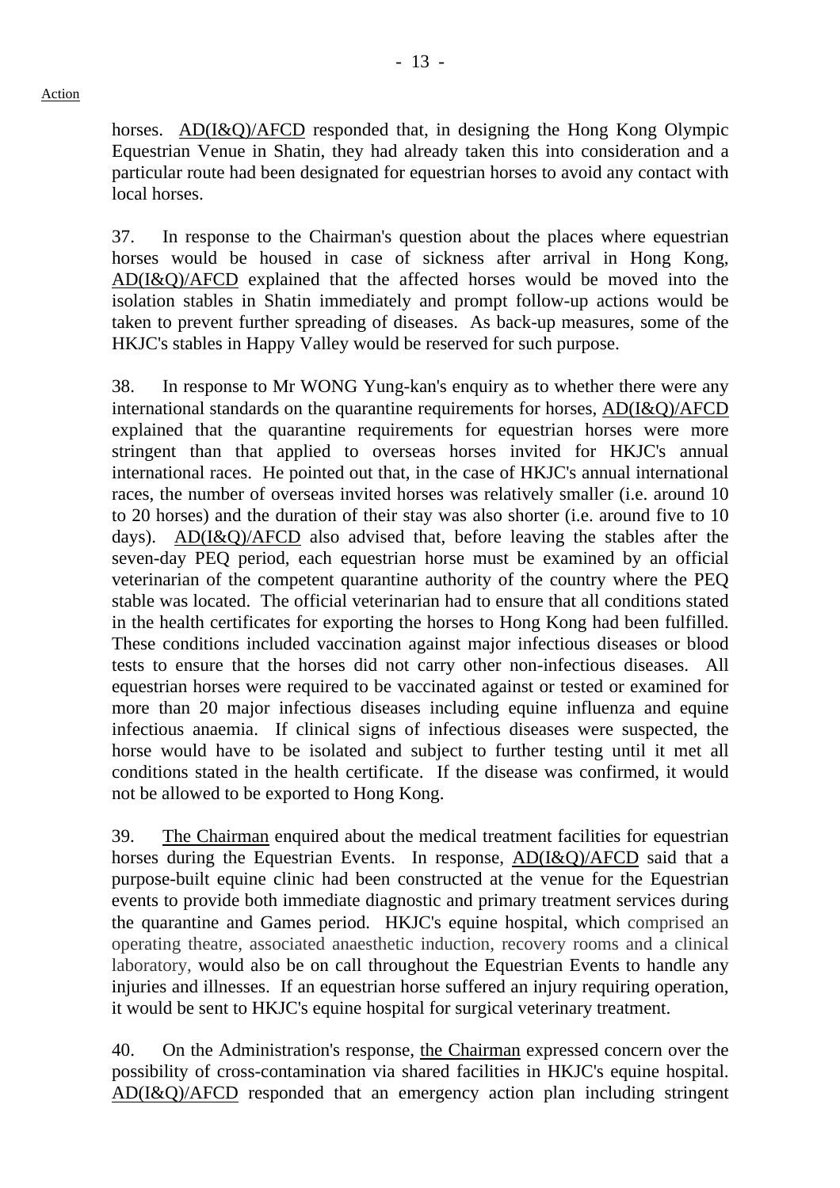Action

horses. AD(I&Q)/AFCD responded that, in designing the Hong Kong Olympic Equestrian Venue in Shatin, they had already taken this into consideration and a particular route had been designated for equestrian horses to avoid any contact with local horses.

37. In response to the Chairman's question about the places where equestrian horses would be housed in case of sickness after arrival in Hong Kong, AD(I&Q)/AFCD explained that the affected horses would be moved into the isolation stables in Shatin immediately and prompt follow-up actions would be taken to prevent further spreading of diseases. As back-up measures, some of the HKJC's stables in Happy Valley would be reserved for such purpose.

38. In response to Mr WONG Yung-kan's enquiry as to whether there were any international standards on the quarantine requirements for horses, AD(I&Q)/AFCD explained that the quarantine requirements for equestrian horses were more stringent than that applied to overseas horses invited for HKJC's annual international races. He pointed out that, in the case of HKJC's annual international races, the number of overseas invited horses was relatively smaller (i.e. around 10 to 20 horses) and the duration of their stay was also shorter (i.e. around five to 10 days). AD(I&Q)/AFCD also advised that, before leaving the stables after the seven-day PEQ period, each equestrian horse must be examined by an official veterinarian of the competent quarantine authority of the country where the PEQ stable was located. The official veterinarian had to ensure that all conditions stated in the health certificates for exporting the horses to Hong Kong had been fulfilled. These conditions included vaccination against major infectious diseases or blood tests to ensure that the horses did not carry other non-infectious diseases. All equestrian horses were required to be vaccinated against or tested or examined for more than 20 major infectious diseases including equine influenza and equine infectious anaemia. If clinical signs of infectious diseases were suspected, the horse would have to be isolated and subject to further testing until it met all conditions stated in the health certificate. If the disease was confirmed, it would not be allowed to be exported to Hong Kong.

39. The Chairman enquired about the medical treatment facilities for equestrian horses during the Equestrian Events. In response, AD(I&Q)/AFCD said that a purpose-built equine clinic had been constructed at the venue for the Equestrian events to provide both immediate diagnostic and primary treatment services during the quarantine and Games period. HKJC's equine hospital, which comprised an operating theatre, associated anaesthetic induction, recovery rooms and a clinical laboratory, would also be on call throughout the Equestrian Events to handle any injuries and illnesses. If an equestrian horse suffered an injury requiring operation, it would be sent to HKJC's equine hospital for surgical veterinary treatment.

40. On the Administration's response, the Chairman expressed concern over the possibility of cross-contamination via shared facilities in HKJC's equine hospital. AD(I&Q)/AFCD responded that an emergency action plan including stringent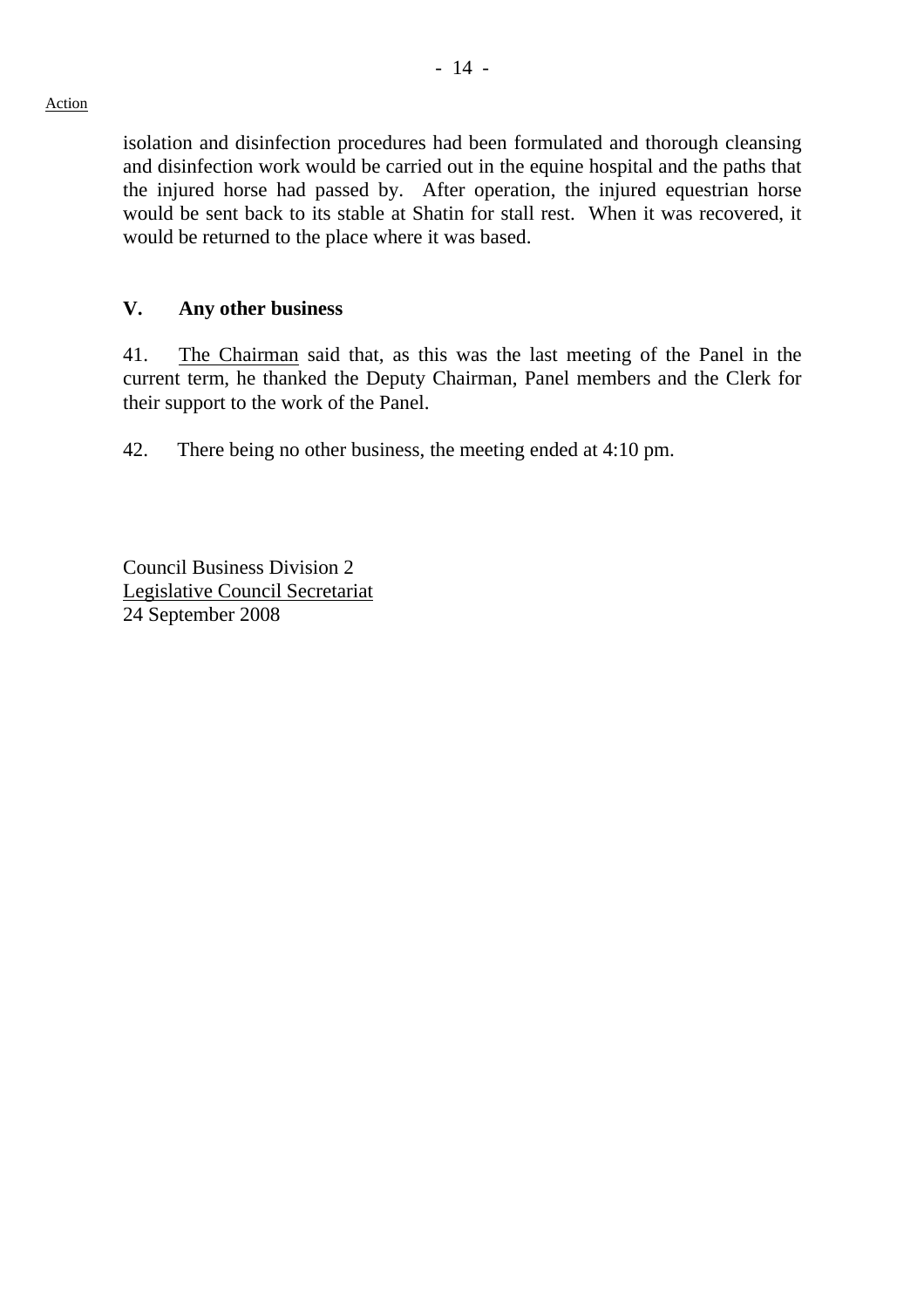Action

isolation and disinfection procedures had been formulated and thorough cleansing and disinfection work would be carried out in the equine hospital and the paths that the injured horse had passed by. After operation, the injured equestrian horse would be sent back to its stable at Shatin for stall rest. When it was recovered, it would be returned to the place where it was based.

## V. Any other business

41. The Chairman said that, as this was the last meeting of the Panel in the current term, he thanked the Deputy Chairman, Panel members and the Clerk for their support to the work of the Panel.

42. There being no other business, the meeting ended at 4:10 pm.

Council Business Division 2
Legislative Council Secretariat
24 September 2008